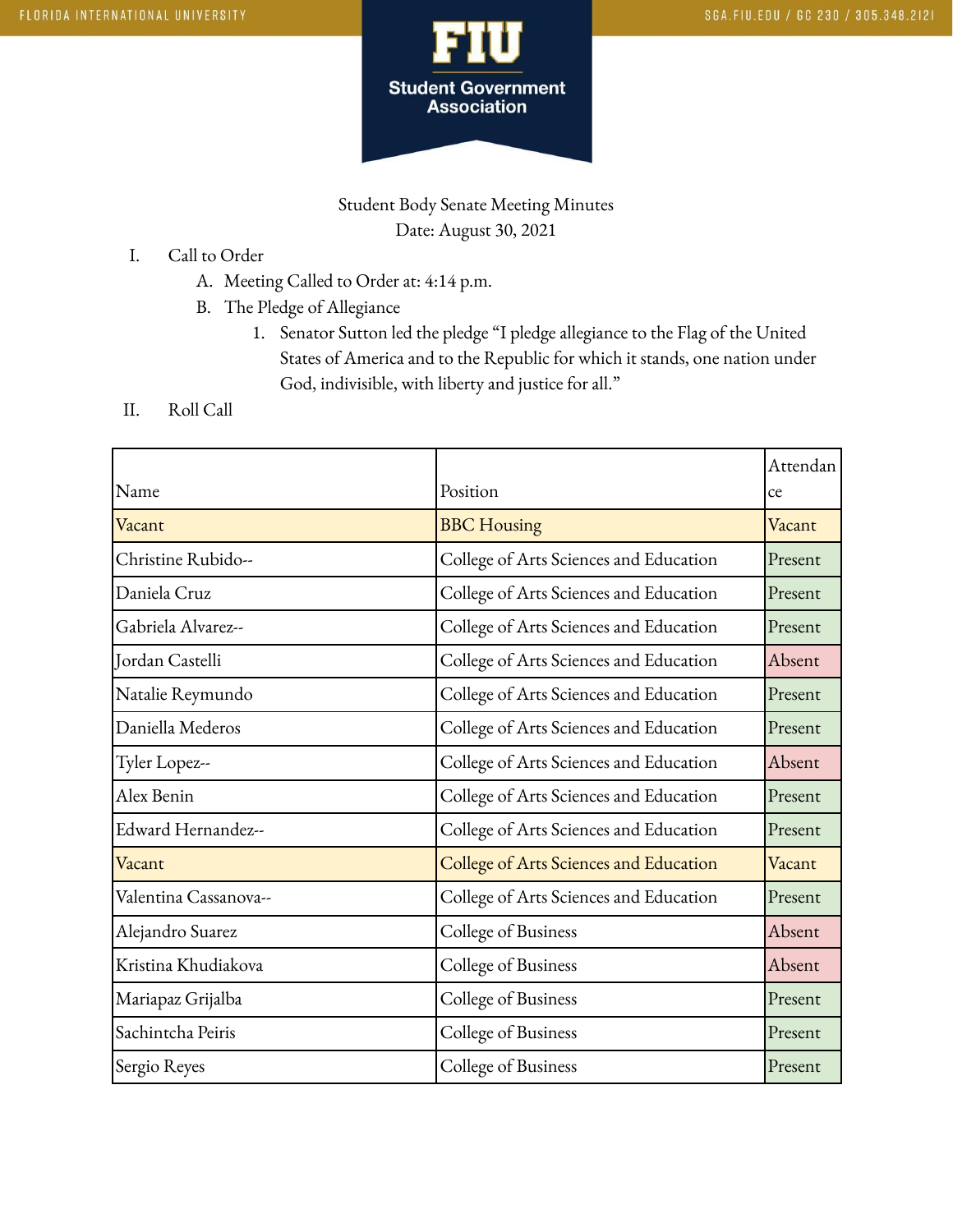Student Body Senate Meeting Minutes

Date: August 30, 2021

I. Call to Order
   A. Meeting Called to Order at: 4:14 p.m.
   B. The Pledge of Allegiance
      1. Senator Sutton led the pledge "I pledge allegiance to the Flag of the United States of America and to the Republic for which it stands, one nation under God, indivisible, with liberty and justice for all."

II. Roll Call

| Name | Position | Attendance |
|---|---|---|
| Vacant | BBC Housing | Vacant |
| Christine Rubido-- | College of Arts Sciences and Education | Present |
| Daniela Cruz | College of Arts Sciences and Education | Present |
| Gabriela Alvarez-- | College of Arts Sciences and Education | Present |
| Jordan Castelli | College of Arts Sciences and Education | Absent |
| Natalie Reymundo | College of Arts Sciences and Education | Present |
| Daniella Mederos | College of Arts Sciences and Education | Present |
| Tyler Lopez-- | College of Arts Sciences and Education | Absent |
| Alex Benin | College of Arts Sciences and Education | Present |
| Edward Hernandez-- | College of Arts Sciences and Education | Present |
| Vacant | College of Arts Sciences and Education | Vacant |
| Valentina Cassanova-- | College of Arts Sciences and Education | Present |
| Alejandro Suarez | College of Business | Absent |
| Kristina Khudiakova | College of Business | Absent |
| Mariapaz Grijalba | College of Business | Present |
| Sachintcha Peiris | College of Business | Present |
| Sergio Reyes | College of Business | Present |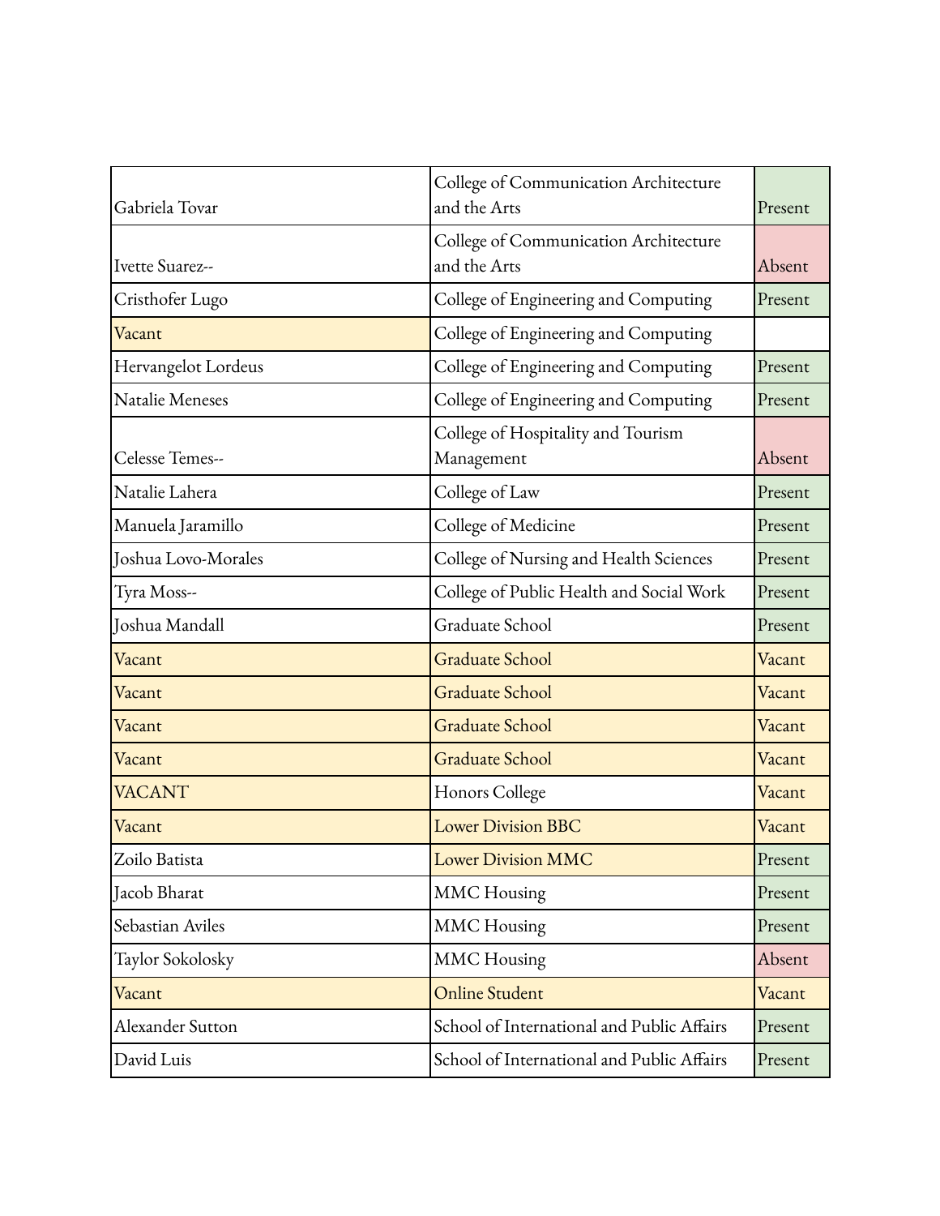| | | |
|---|---|---|
| Gabriela Tovar | College of Communication Architecture and the Arts | Present |
| Ivette Suarez-- | College of Communication Architecture and the Arts | Absent |
| Cristhofer Lugo | College of Engineering and Computing | Present |
| Vacant | College of Engineering and Computing | |
| Hervangelot Lordeus | College of Engineering and Computing | Present |
| Natalie Meneses | College of Engineering and Computing | Present |
| Celesse Temes-- | College of Hospitality and Tourism Management | Absent |
| Natalie Lahera | College of Law | Present |
| Manuela Jaramillo | College of Medicine | Present |
| Joshua Lovo-Morales | College of Nursing and Health Sciences | Present |
| Tyra Moss-- | College of Public Health and Social Work | Present |
| Joshua Mandall | Graduate School | Present |
| Vacant | Graduate School | Vacant |
| Vacant | Graduate School | Vacant |
| Vacant | Graduate School | Vacant |
| Vacant | Graduate School | Vacant |
| VACANT | Honors College | Vacant |
| Vacant | Lower Division BBC | Vacant |
| Zoilo Batista | Lower Division MMC | Present |
| Jacob Bharat | MMC Housing | Present |
| Sebastian Aviles | MMC Housing | Present |
| Taylor Sokolosky | MMC Housing | Absent |
| Vacant | Online Student | Vacant |
| Alexander Sutton | School of International and Public Affairs | Present |
| David Luis | School of International and Public Affairs | Present |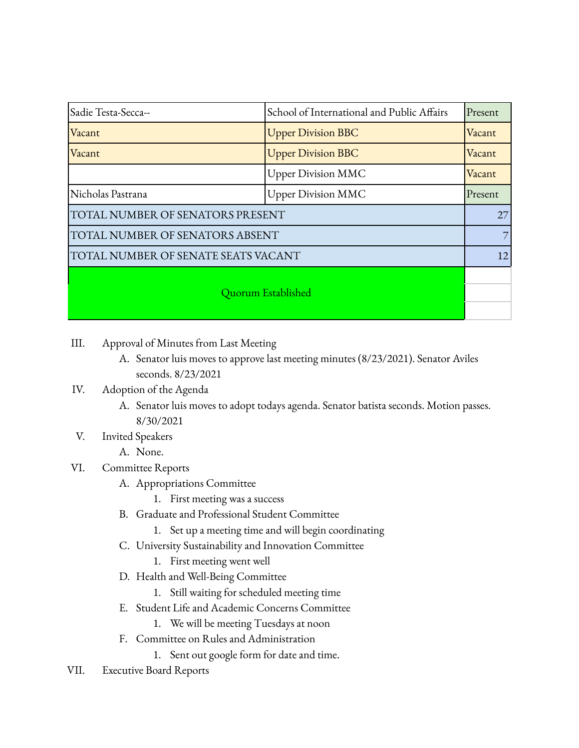| | | |
|---|---|---|
| Sadie Testa-Secca-- | School of International and Public Affairs | Present |
| Vacant | Upper Division BBC | Vacant |
| Vacant | Upper Division BBC | Vacant |
| | Upper Division MMC | Vacant |
| Nicholas Pastrana | Upper Division MMC | Present |
| TOTAL NUMBER OF SENATORS PRESENT | | 27 |
| TOTAL NUMBER OF SENATORS ABSENT | | 7 |
| TOTAL NUMBER OF SENATE SEATS VACANT | | 12 |
| Quorum Established | | |

III. Approval of Minutes from Last Meeting
   - A. Senator luis moves to approve last meeting minutes (8/23/2021). Senator Aviles seconds. 8/23/2021

IV. Adoption of the Agenda
   - A. Senator luis moves to adopt todays agenda. Senator batista seconds. Motion passes. 8/30/2021

V. Invited Speakers
   - A. None.

VI. Committee Reports
   - A. Appropriations Committee
     1. First meeting was a success
   - B. Graduate and Professional Student Committee
     1. Set up a meeting time and will begin coordinating
   - C. University Sustainability and Innovation Committee
     1. First meeting went well
   - D. Health and Well-Being Committee
     1. Still waiting for scheduled meeting time
   - E. Student Life and Academic Concerns Committee
     1. We will be meeting Tuesdays at noon
   - F. Committee on Rules and Administration
     1. Sent out google form for date and time.

VII. Executive Board Reports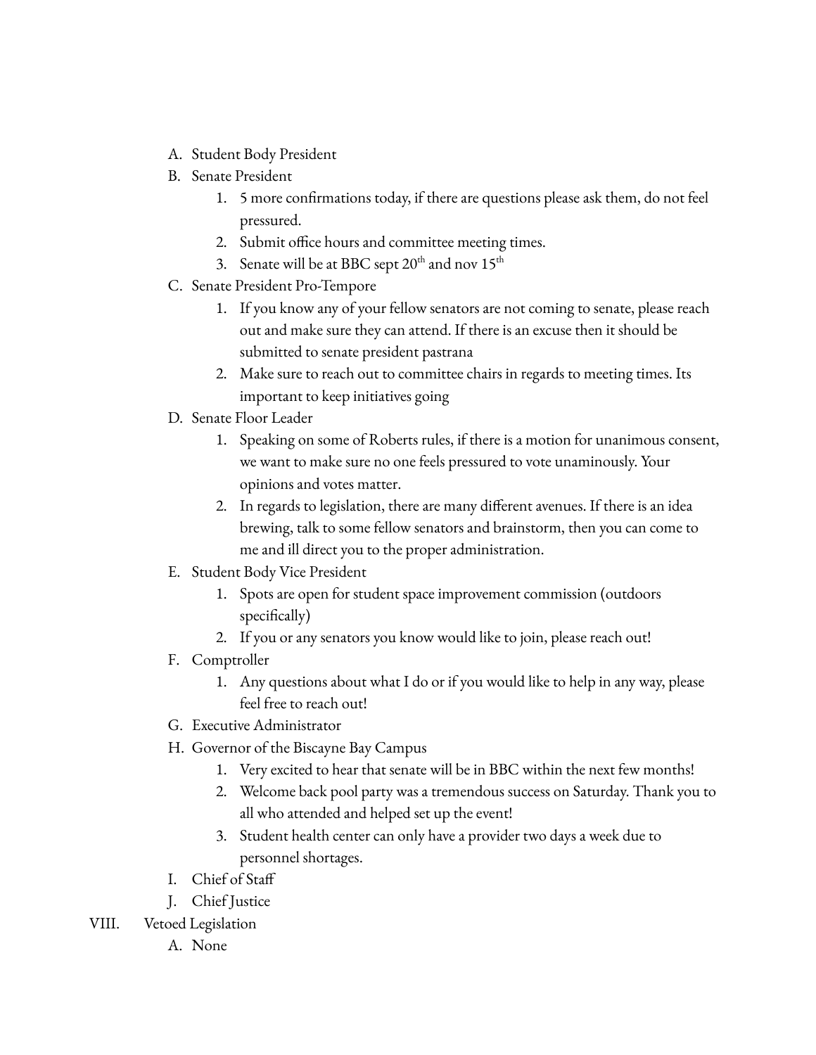A. Student Body President
B. Senate President
   1. 5 more confirmations today, if there are questions please ask them, do not feel pressured.
   2. Submit office hours and committee meeting times.
   3. Senate will be at BBC sept 20th and nov 15th
C. Senate President Pro-Tempore
   1. If you know any of your fellow senators are not coming to senate, please reach out and make sure they can attend. If there is an excuse then it should be submitted to senate president pastrana
   2. Make sure to reach out to committee chairs in regards to meeting times. Its important to keep initiatives going
D. Senate Floor Leader
   1. Speaking on some of Roberts rules, if there is a motion for unanimous consent, we want to make sure no one feels pressured to vote unaminously. Your opinions and votes matter.
   2. In regards to legislation, there are many different avenues. If there is an idea brewing, talk to some fellow senators and brainstorm, then you can come to me and ill direct you to the proper administration.
E. Student Body Vice President
   1. Spots are open for student space improvement commission (outdoors specifically)
   2. If you or any senators you know would like to join, please reach out!
F. Comptroller
   1. Any questions about what I do or if you would like to help in any way, please feel free to reach out!
G. Executive Administrator
H. Governor of the Biscayne Bay Campus
   1. Very excited to hear that senate will be in BBC within the next few months!
   2. Welcome back pool party was a tremendous success on Saturday. Thank you to all who attended and helped set up the event!
   3. Student health center can only have a provider two days a week due to personnel shortages.
I. Chief of Staff
J. Chief Justice

VIII. Vetoed Legislation

A. None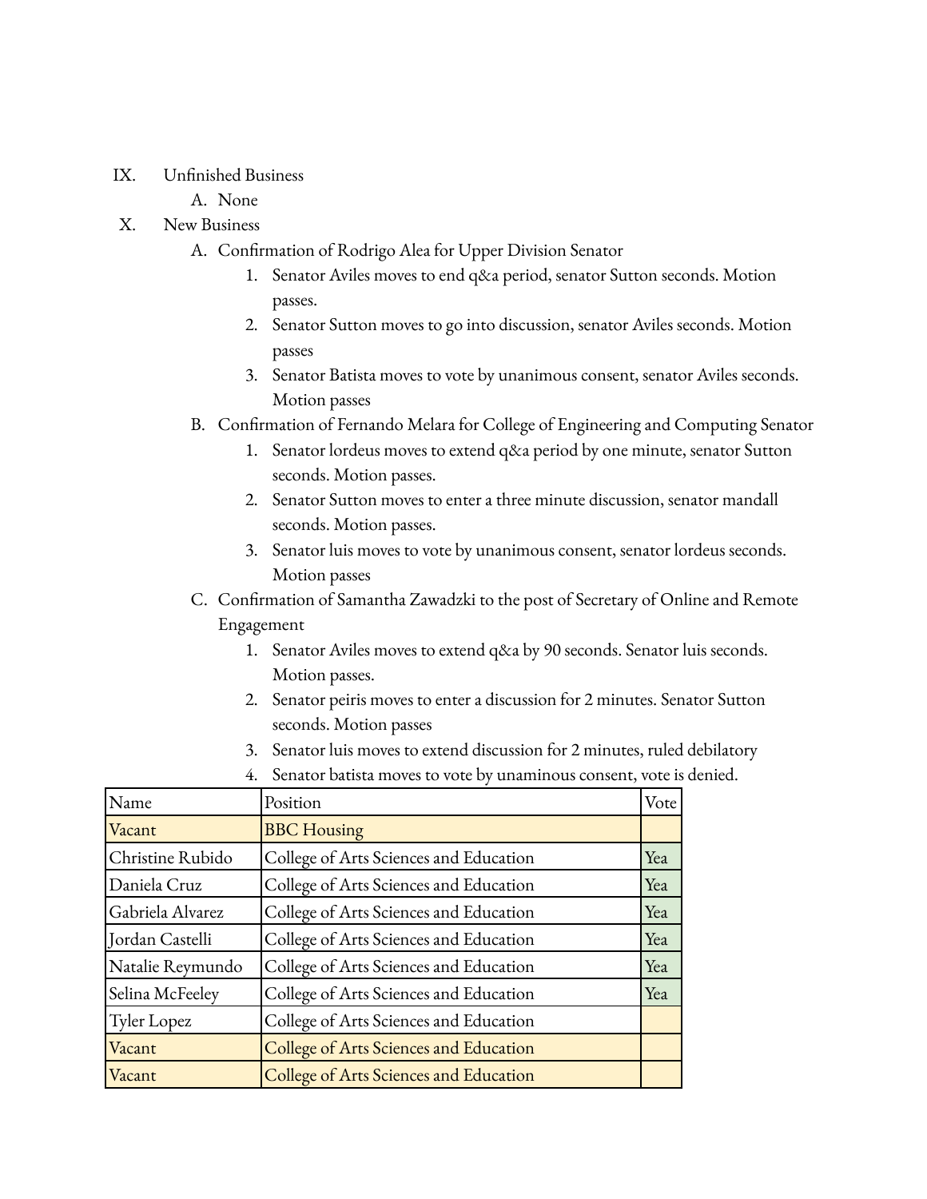IX. Unfinished Business
   A. None
X. New Business
   A. Confirmation of Rodrigo Alea for Upper Division Senator
      1. Senator Aviles moves to end q&a period, senator Sutton seconds. Motion passes.
      2. Senator Sutton moves to go into discussion, senator Aviles seconds. Motion passes
      3. Senator Batista moves to vote by unanimous consent, senator Aviles seconds. Motion passes
   B. Confirmation of Fernando Melara for College of Engineering and Computing Senator
      1. Senator lordeus moves to extend q&a period by one minute, senator Sutton seconds. Motion passes.
      2. Senator Sutton moves to enter a three minute discussion, senator mandall seconds. Motion passes.
      3. Senator luis moves to vote by unanimous consent, senator lordeus seconds. Motion passes
   C. Confirmation of Samantha Zawadzki to the post of Secretary of Online and Remote Engagement
      1. Senator Aviles moves to extend q&a by 90 seconds. Senator luis seconds. Motion passes.
      2. Senator peiris moves to enter a discussion for 2 minutes. Senator Sutton seconds. Motion passes
      3. Senator luis moves to extend discussion for 2 minutes, ruled debilatory
      4. Senator batista moves to vote by unaminous consent, vote is denied.

| Name | Position | Vote |
|---|---|---|
| Vacant | BBC Housing | |
| Christine Rubido | College of Arts Sciences and Education | Yea |
| Daniela Cruz | College of Arts Sciences and Education | Yea |
| Gabriela Alvarez | College of Arts Sciences and Education | Yea |
| Jordan Castelli | College of Arts Sciences and Education | Yea |
| Natalie Reymundo | College of Arts Sciences and Education | Yea |
| Selina McFeeley | College of Arts Sciences and Education | Yea |
| Tyler Lopez | College of Arts Sciences and Education | |
| Vacant | College of Arts Sciences and Education | |
| Vacant | College of Arts Sciences and Education | |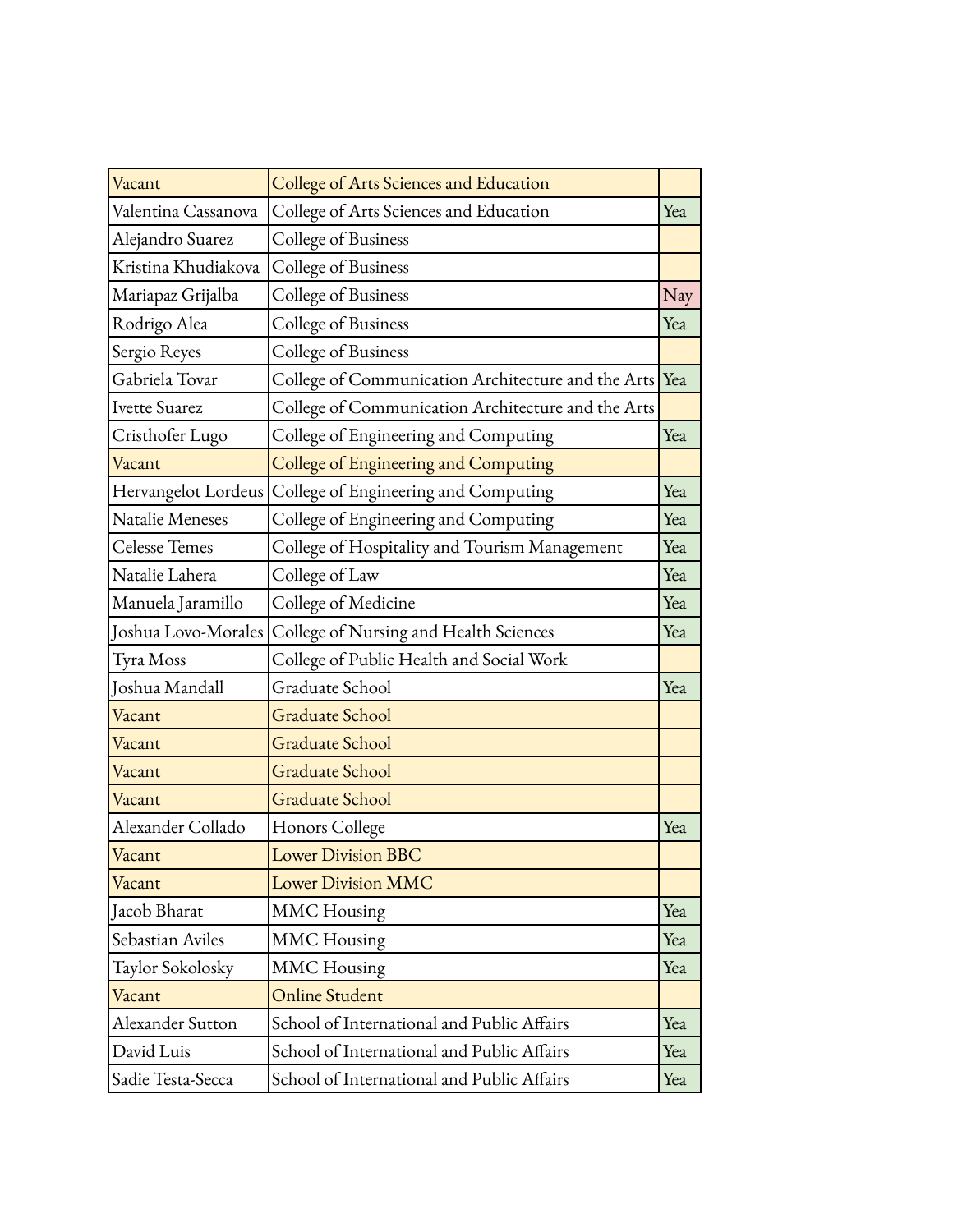| Vacant | College of Arts Sciences and Education | |
|---|---|---|
| Valentina Cassanova | College of Arts Sciences and Education | Yea |
| Alejandro Suarez | College of Business | |
| Kristina Khudiakova | College of Business | |
| Mariapaz Grijalba | College of Business | Nay |
| Rodrigo Alea | College of Business | Yea |
| Sergio Reyes | College of Business | |
| Gabriela Tovar | College of Communication Architecture and the Arts | Yea |
| Ivette Suarez | College of Communication Architecture and the Arts | |
| Cristhofer Lugo | College of Engineering and Computing | Yea |
| Vacant | College of Engineering and Computing | |
| Hervangelot Lordeus | College of Engineering and Computing | Yea |
| Natalie Meneses | College of Engineering and Computing | Yea |
| Celesse Temes | College of Hospitality and Tourism Management | Yea |
| Natalie Lahera | College of Law | Yea |
| Manuela Jaramillo | College of Medicine | Yea |
| Joshua Lovo-Morales | College of Nursing and Health Sciences | Yea |
| Tyra Moss | College of Public Health and Social Work | |
| Joshua Mandall | Graduate School | Yea |
| Vacant | Graduate School | |
| Vacant | Graduate School | |
| Vacant | Graduate School | |
| Vacant | Graduate School | |
| Alexander Collado | Honors College | Yea |
| Vacant | Lower Division BBC | |
| Vacant | Lower Division MMC | |
| Jacob Bharat | MMC Housing | Yea |
| Sebastian Aviles | MMC Housing | Yea |
| Taylor Sokolosky | MMC Housing | Yea |
| Vacant | Online Student | |
| Alexander Sutton | School of International and Public Affairs | Yea |
| David Luis | School of International and Public Affairs | Yea |
| Sadie Testa-Secca | School of International and Public Affairs | Yea |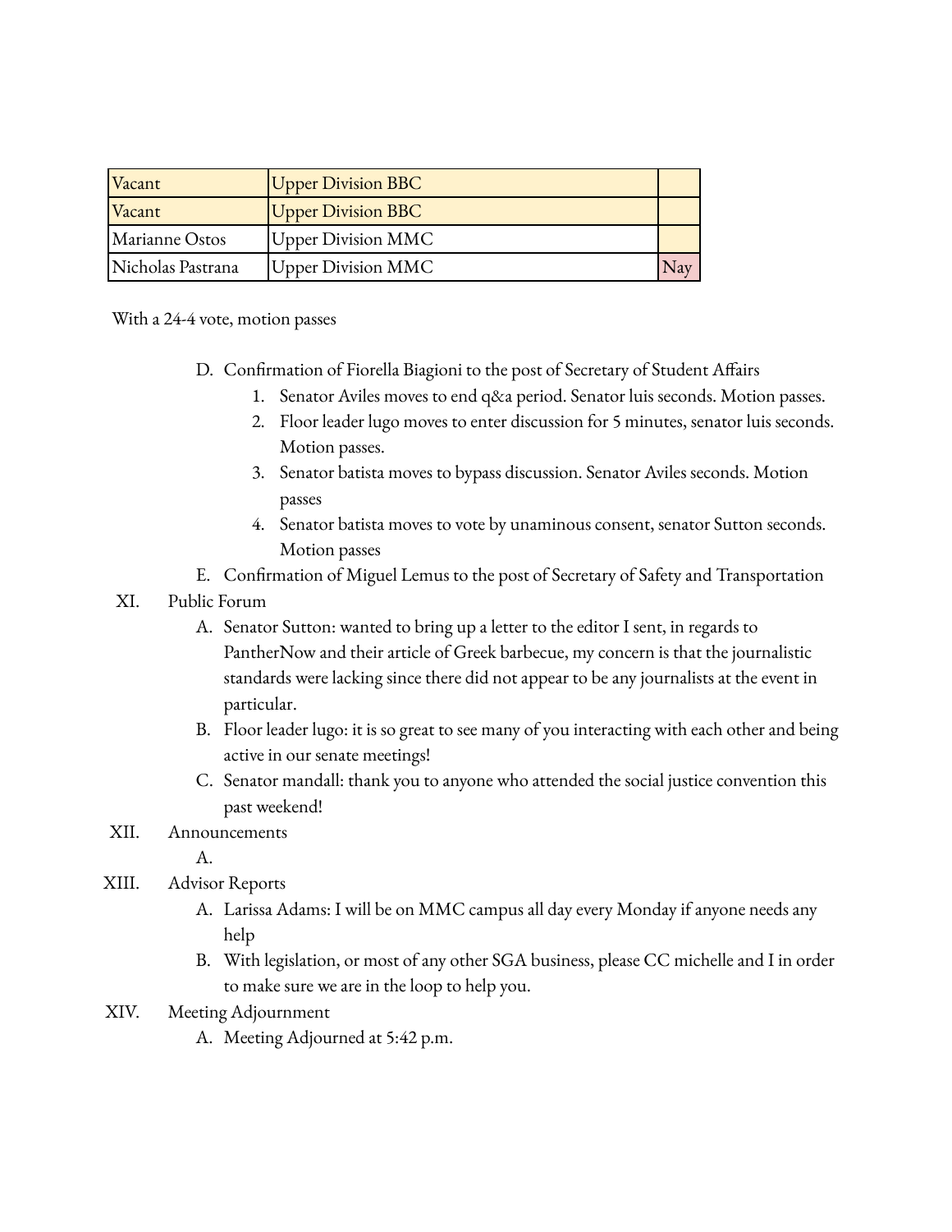| | | |
|---|---|---|
| Vacant | Upper Division BBC | |
| Vacant | Upper Division BBC | |
| Marianne Ostos | Upper Division MMC | |
| Nicholas Pastrana | Upper Division MMC | Nay |

With a 24-4 vote, motion passes

D. Confirmation of Fiorella Biagioni to the post of Secretary of Student Affairs
   1. Senator Aviles moves to end q&a period. Senator luis seconds. Motion passes.
   2. Floor leader lugo moves to enter discussion for 5 minutes, senator luis seconds. Motion passes.
   3. Senator batista moves to bypass discussion. Senator Aviles seconds. Motion passes
   4. Senator batista moves to vote by unaminous consent, senator Sutton seconds. Motion passes

E. Confirmation of Miguel Lemus to the post of Secretary of Safety and Transportation

XI. Public Forum

A. Senator Sutton: wanted to bring up a letter to the editor I sent, in regards to PantherNow and their article of Greek barbecue, my concern is that the journalistic standards were lacking since there did not appear to be any journalists at the event in particular.

B. Floor leader lugo: it is so great to see many of you interacting with each other and being active in our senate meetings!

C. Senator mandall: thank you to anyone who attended the social justice convention this past weekend!

XII. Announcements

A.

XIII. Advisor Reports

A. Larissa Adams: I will be on MMC campus all day every Monday if anyone needs any help

B. With legislation, or most of any other SGA business, please CC michelle and I in order to make sure we are in the loop to help you.

XIV. Meeting Adjournment

A. Meeting Adjourned at 5:42 p.m.